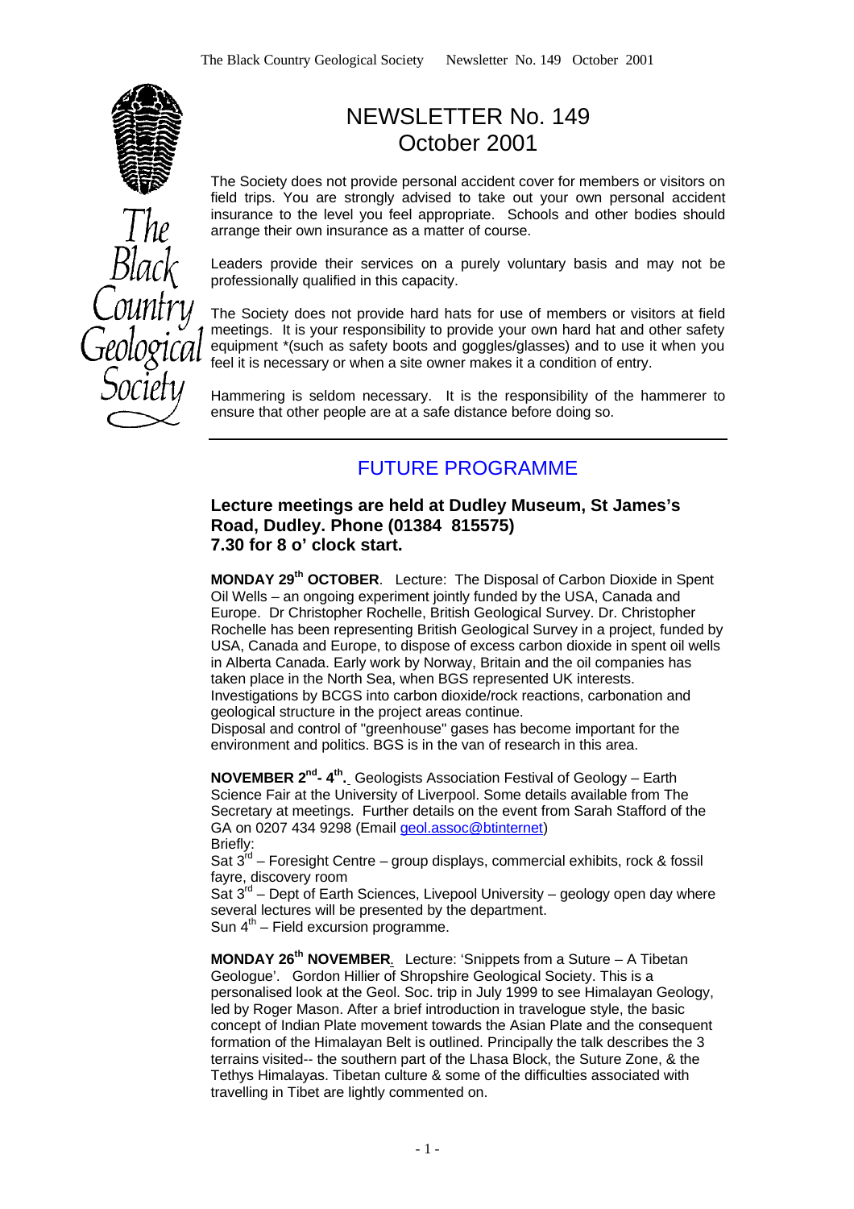# NEWSLETTER No. 149
# October 2001

The Society does not provide personal accident cover for members or visitors on field trips. You are strongly advised to take out your own personal accident insurance to the level you feel appropriate. Schools and other bodies should arrange their own insurance as a matter of course.

Leaders provide their services on a purely voluntary basis and may not be professionally qualified in this capacity.

The Society does not provide hard hats for use of members or visitors at field meetings. It is your responsibility to provide your own hard hat and other safety equipment *(such as safety boots and goggles/glasses) and to use it when you feel it is necessary or when a site owner makes it a condition of entry.

Hammering is seldom necessary. It is the responsibility of the hammerer to ensure that other people are at a safe distance before doing so.

---

## FUTURE PROGRAMME

### Lecture meetings are held at Dudley Museum, St James's Road, Dudley. Phone (01384 815575) 7.30 for 8 o' clock start.

**MONDAY 29th OCTOBER**. Lecture: The Disposal of Carbon Dioxide in Spent Oil Wells – an ongoing experiment jointly funded by the USA, Canada and Europe. Dr Christopher Rochelle, British Geological Survey. Dr. Christopher Rochelle has been representing British Geological Survey in a project, funded by USA, Canada and Europe, to dispose of excess carbon dioxide in spent oil wells in Alberta Canada. Early work by Norway, Britain and the oil companies has taken place in the North Sea, when BGS represented UK interests.
Investigations by BCGS into carbon dioxide/rock reactions, carbonation and geological structure in the project areas continue.
Disposal and control of "greenhouse" gases has become important for the environment and politics. BGS is in the van of research in this area.

**NOVEMBER 2nd- 4th.** Geologists Association Festival of Geology – Earth Science Fair at the University of Liverpool. Some details available from The Secretary at meetings. Further details on the event from Sarah Stafford of the GA on 0207 434 9298 (Email geol.assoc@btinternet)
Briefly:
Sat 3rd – Foresight Centre – group displays, commercial exhibits, rock & fossil fayre, discovery room
Sat 3rd – Dept of Earth Sciences, Livepool University – geology open day where several lectures will be presented by the department.
Sun 4th – Field excursion programme.

**MONDAY 26th NOVEMBER**. Lecture: 'Snippets from a Suture – A Tibetan Geologue'. Gordon Hillier of Shropshire Geological Society. This is a personalised look at the Geol. Soc. trip in July 1999 to see Himalayan Geology, led by Roger Mason. After a brief introduction in travelogue style, the basic concept of Indian Plate movement towards the Asian Plate and the consequent formation of the Himalayan Belt is outlined. Principally the talk describes the 3 terrains visited-- the southern part of the Lhasa Block, the Suture Zone, & the Tethys Himalayas. Tibetan culture & some of the difficulties associated with travelling in Tibet are lightly commented on.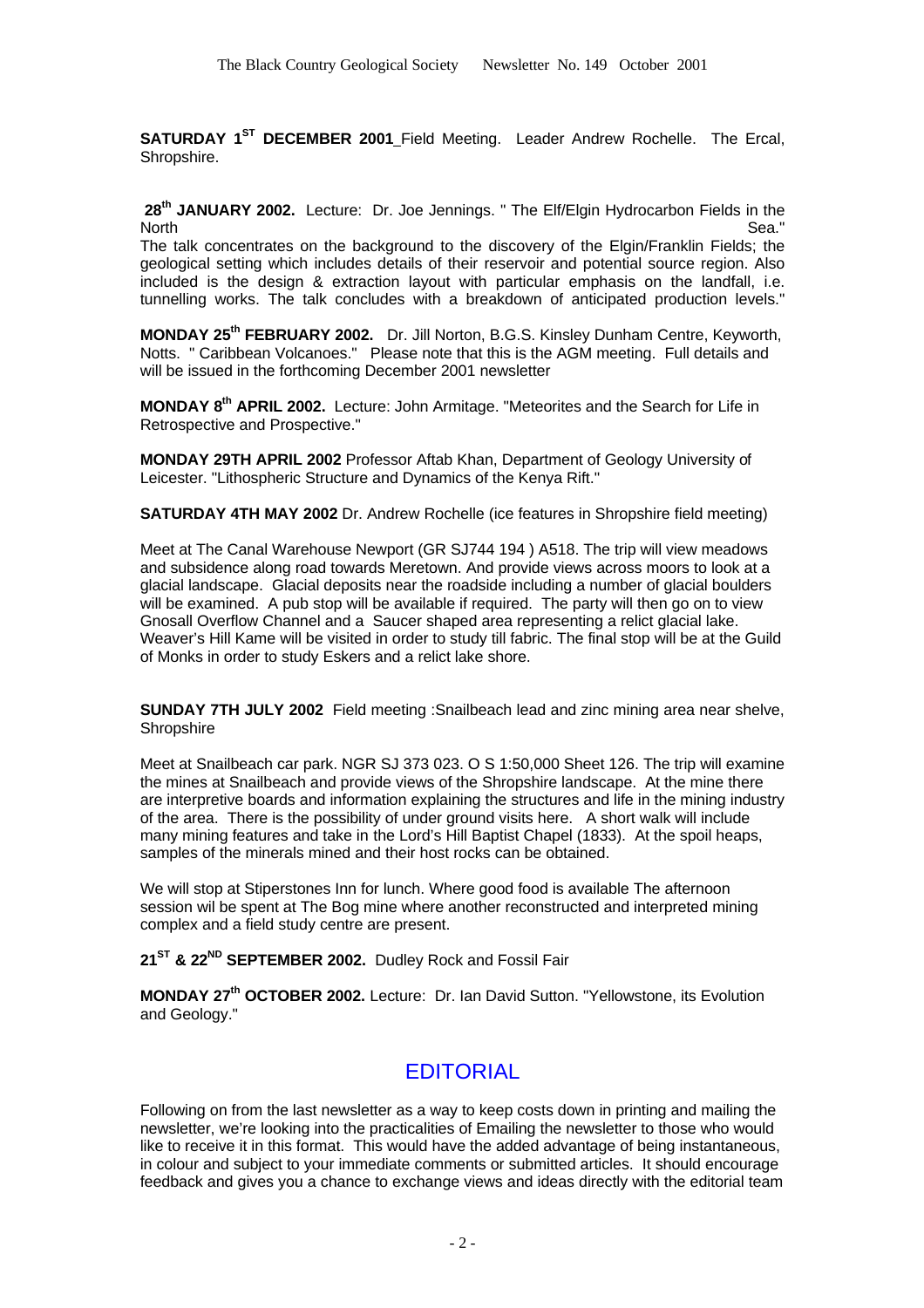**SATURDAY 1ST DECEMBER 2001** Field Meeting. Leader Andrew Rochelle. The Ercal, Shropshire.

**28th JANUARY 2002.** Lecture: Dr. Joe Jennings. " The Elf/Elgin Hydrocarbon Fields in the North Sea."
The talk concentrates on the background to the discovery of the Elgin/Franklin Fields; the geological setting which includes details of their reservoir and potential source region. Also included is the design & extraction layout with particular emphasis on the landfall, i.e. tunnelling works. The talk concludes with a breakdown of anticipated production levels."

**MONDAY 25th FEBRUARY 2002.** Dr. Jill Norton, B.G.S. Kinsley Dunham Centre, Keyworth, Notts. " Caribbean Volcanoes." Please note that this is the AGM meeting. Full details and will be issued in the forthcoming December 2001 newsletter

**MONDAY 8th APRIL 2002.** Lecture: John Armitage. "Meteorites and the Search for Life in Retrospective and Prospective."

**MONDAY 29TH APRIL 2002** Professor Aftab Khan, Department of Geology University of Leicester. "Lithospheric Structure and Dynamics of the Kenya Rift."

**SATURDAY 4TH MAY 2002** Dr. Andrew Rochelle (ice features in Shropshire field meeting)

Meet at The Canal Warehouse Newport (GR SJ744 194 ) A518. The trip will view meadows and subsidence along road towards Meretown. And provide views across moors to look at a glacial landscape. Glacial deposits near the roadside including a number of glacial boulders will be examined. A pub stop will be available if required. The party will then go on to view Gnosall Overflow Channel and a Saucer shaped area representing a relict glacial lake. Weaver's Hill Kame will be visited in order to study till fabric. The final stop will be at the Guild of Monks in order to study Eskers and a relict lake shore.

**SUNDAY 7TH JULY 2002** Field meeting :Snailbeach lead and zinc mining area near shelve, Shropshire

Meet at Snailbeach car park. NGR SJ 373 023. O S 1:50,000 Sheet 126. The trip will examine the mines at Snailbeach and provide views of the Shropshire landscape. At the mine there are interpretive boards and information explaining the structures and life in the mining industry of the area. There is the possibility of under ground visits here. A short walk will include many mining features and take in the Lord's Hill Baptist Chapel (1833). At the spoil heaps, samples of the minerals mined and their host rocks can be obtained.

We will stop at Stiperstones Inn for lunch. Where good food is available The afternoon session wil be spent at The Bog mine where another reconstructed and interpreted mining complex and a field study centre are present.

**21ST & 22ND SEPTEMBER 2002.** Dudley Rock and Fossil Fair

**MONDAY 27th OCTOBER 2002.** Lecture: Dr. Ian David Sutton. "Yellowstone, its Evolution and Geology."

## EDITORIAL

Following on from the last newsletter as a way to keep costs down in printing and mailing the newsletter, we're looking into the practicalities of Emailing the newsletter to those who would like to receive it in this format. This would have the added advantage of being instantaneous, in colour and subject to your immediate comments or submitted articles. It should encourage feedback and gives you a chance to exchange views and ideas directly with the editorial team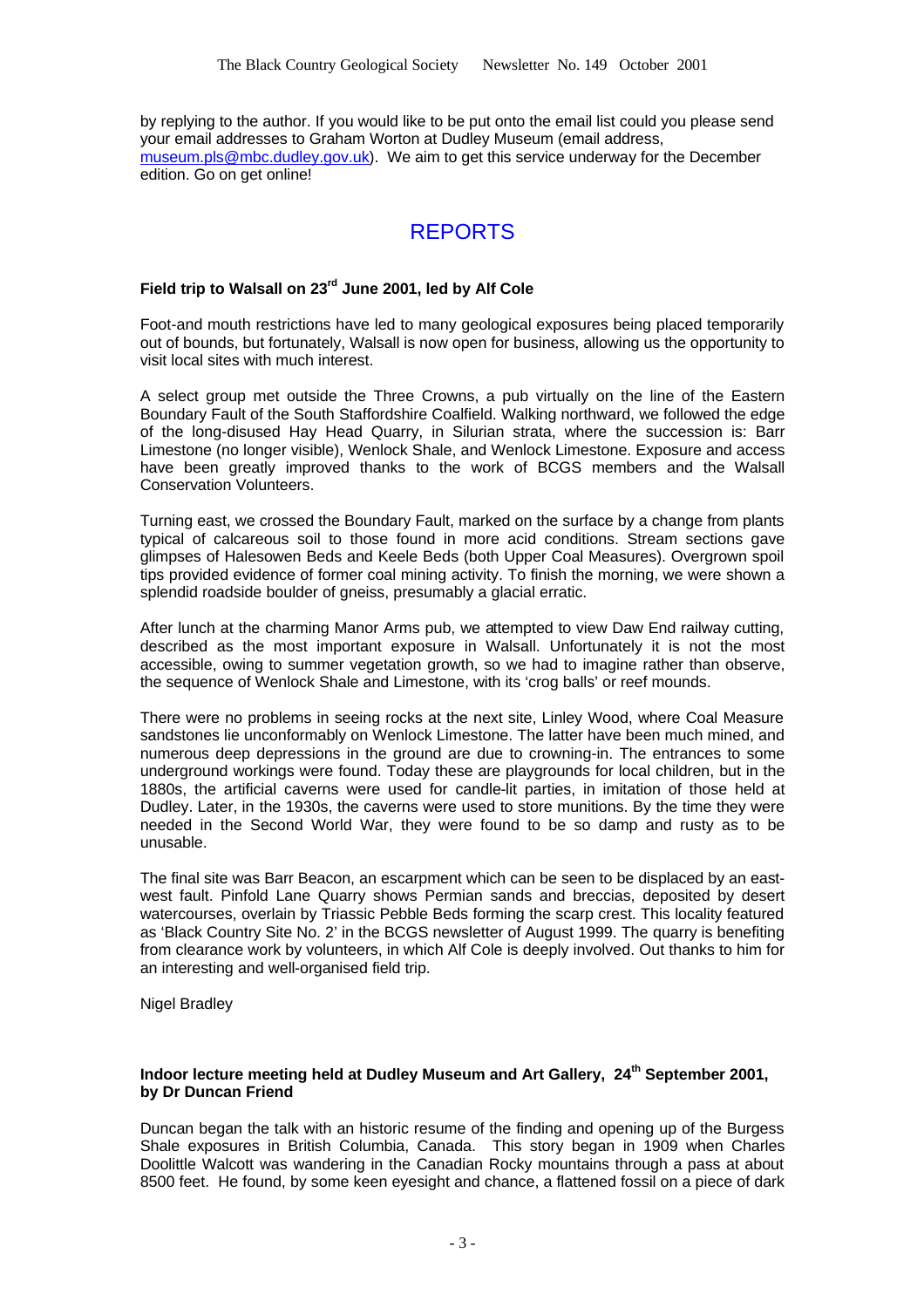by replying to the author. If you would like to be put onto the email list could you please send your email addresses to Graham Worton at Dudley Museum (email address, museum.pls@mbc.dudley.gov.uk). We aim to get this service underway for the December edition. Go on get online!

# REPORTS

### Field trip to Walsall on 23rd June 2001, led by Alf Cole

Foot-and mouth restrictions have led to many geological exposures being placed temporarily out of bounds, but fortunately, Walsall is now open for business, allowing us the opportunity to visit local sites with much interest.

A select group met outside the Three Crowns, a pub virtually on the line of the Eastern Boundary Fault of the South Staffordshire Coalfield. Walking northward, we followed the edge of the long-disused Hay Head Quarry, in Silurian strata, where the succession is: Barr Limestone (no longer visible), Wenlock Shale, and Wenlock Limestone. Exposure and access have been greatly improved thanks to the work of BCGS members and the Walsall Conservation Volunteers.

Turning east, we crossed the Boundary Fault, marked on the surface by a change from plants typical of calcareous soil to those found in more acid conditions. Stream sections gave glimpses of Halesowen Beds and Keele Beds (both Upper Coal Measures). Overgrown spoil tips provided evidence of former coal mining activity. To finish the morning, we were shown a splendid roadside boulder of gneiss, presumably a glacial erratic.

After lunch at the charming Manor Arms pub, we attempted to view Daw End railway cutting, described as the most important exposure in Walsall. Unfortunately it is not the most accessible, owing to summer vegetation growth, so we had to imagine rather than observe, the sequence of Wenlock Shale and Limestone, with its 'crog balls' or reef mounds.

There were no problems in seeing rocks at the next site, Linley Wood, where Coal Measure sandstones lie unconformably on Wenlock Limestone. The latter have been much mined, and numerous deep depressions in the ground are due to crowning-in. The entrances to some underground workings were found. Today these are playgrounds for local children, but in the 1880s, the artificial caverns were used for candle-lit parties, in imitation of those held at Dudley. Later, in the 1930s, the caverns were used to store munitions. By the time they were needed in the Second World War, they were found to be so damp and rusty as to be unusable.

The final site was Barr Beacon, an escarpment which can be seen to be displaced by an east-west fault. Pinfold Lane Quarry shows Permian sands and breccias, deposited by desert watercourses, overlain by Triassic Pebble Beds forming the scarp crest. This locality featured as 'Black Country Site No. 2' in the BCGS newsletter of August 1999. The quarry is benefiting from clearance work by volunteers, in which Alf Cole is deeply involved. Out thanks to him for an interesting and well-organised field trip.

Nigel Bradley

### Indoor lecture meeting held at Dudley Museum and Art Gallery, 24th September 2001, by Dr Duncan Friend

Duncan began the talk with an historic resume of the finding and opening up of the Burgess Shale exposures in British Columbia, Canada. This story began in 1909 when Charles Doolittle Walcott was wandering in the Canadian Rocky mountains through a pass at about 8500 feet. He found, by some keen eyesight and chance, a flattened fossil on a piece of dark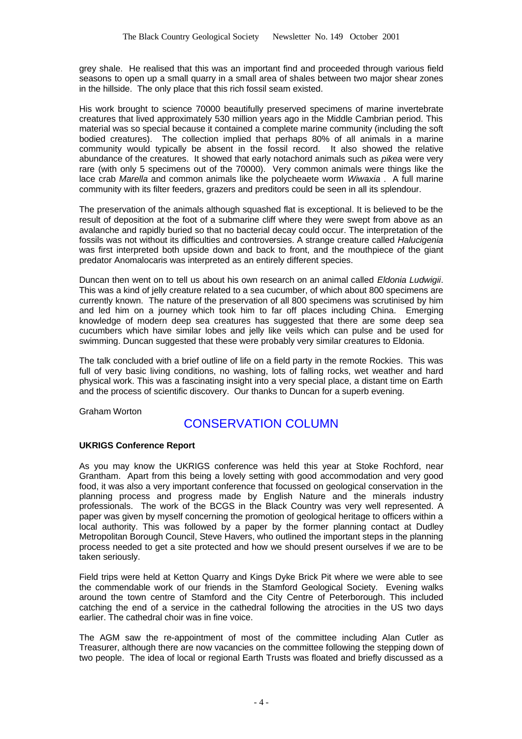grey shale. He realised that this was an important find and proceeded through various field seasons to open up a small quarry in a small area of shales between two major shear zones in the hillside. The only place that this rich fossil seam existed.

His work brought to science 70000 beautifully preserved specimens of marine invertebrate creatures that lived approximately 530 million years ago in the Middle Cambrian period. This material was so special because it contained a complete marine community (including the soft bodied creatures). The collection implied that perhaps 80% of all animals in a marine community would typically be absent in the fossil record. It also showed the relative abundance of the creatures. It showed that early notachord animals such as *pikea* were very rare (with only 5 specimens out of the 70000). Very common animals were things like the lace crab *Marella* and common animals like the polycheaete worm *Wiwaxia* . A full marine community with its filter feeders, grazers and preditors could be seen in all its splendour.

The preservation of the animals although squashed flat is exceptional. It is believed to be the result of deposition at the foot of a submarine cliff where they were swept from above as an avalanche and rapidly buried so that no bacterial decay could occur. The interpretation of the fossils was not without its difficulties and controversies. A strange creature called *Halucigenia* was first interpreted both upside down and back to front, and the mouthpiece of the giant predator Anomalocaris was interpreted as an entirely different species.

Duncan then went on to tell us about his own research on an animal called *Eldonia Ludwigii*. This was a kind of jelly creature related to a sea cucumber, of which about 800 specimens are currently known. The nature of the preservation of all 800 specimens was scrutinised by him and led him on a journey which took him to far off places including China. Emerging knowledge of modern deep sea creatures has suggested that there are some deep sea cucumbers which have similar lobes and jelly like veils which can pulse and be used for swimming. Duncan suggested that these were probably very similar creatures to Eldonia.

The talk concluded with a brief outline of life on a field party in the remote Rockies. This was full of very basic living conditions, no washing, lots of falling rocks, wet weather and hard physical work. This was a fascinating insight into a very special place, a distant time on Earth and the process of scientific discovery. Our thanks to Duncan for a superb evening.

Graham Worton

## CONSERVATION COLUMN

**UKRIGS Conference Report**

As you may know the UKRIGS conference was held this year at Stoke Rochford, near Grantham. Apart from this being a lovely setting with good accommodation and very good food, it was also a very important conference that focussed on geological conservation in the planning process and progress made by English Nature and the minerals industry professionals. The work of the BCGS in the Black Country was very well represented. A paper was given by myself concerning the promotion of geological heritage to officers within a local authority. This was followed by a paper by the former planning contact at Dudley Metropolitan Borough Council, Steve Havers, who outlined the important steps in the planning process needed to get a site protected and how we should present ourselves if we are to be taken seriously.

Field trips were held at Ketton Quarry and Kings Dyke Brick Pit where we were able to see the commendable work of our friends in the Stamford Geological Society. Evening walks around the town centre of Stamford and the City Centre of Peterborough. This included catching the end of a service in the cathedral following the atrocities in the US two days earlier. The cathedral choir was in fine voice.

The AGM saw the re-appointment of most of the committee including Alan Cutler as Treasurer, although there are now vacancies on the committee following the stepping down of two people. The idea of local or regional Earth Trusts was floated and briefly discussed as a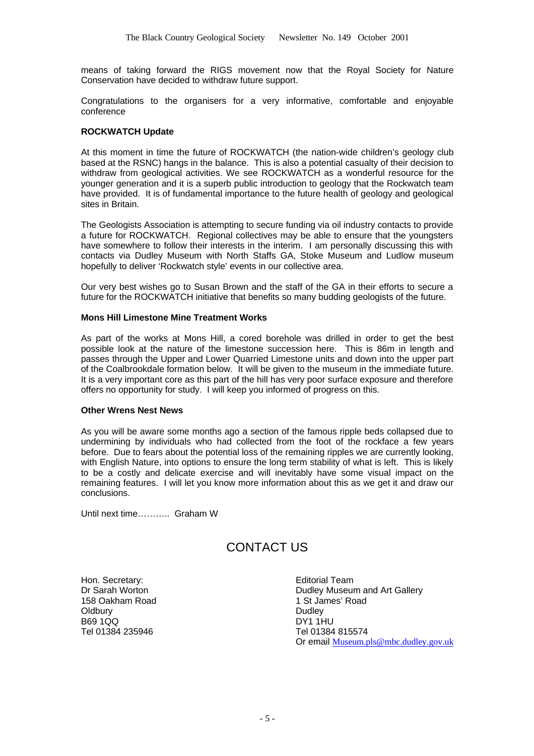means of taking forward the RIGS movement now that the Royal Society for Nature Conservation have decided to withdraw future support.

Congratulations to the organisers for a very informative, comfortable and enjoyable conference

**ROCKWATCH Update**

At this moment in time the future of ROCKWATCH (the nation-wide children's geology club based at the RSNC) hangs in the balance. This is also a potential casualty of their decision to withdraw from geological activities. We see ROCKWATCH as a wonderful resource for the younger generation and it is a superb public introduction to geology that the Rockwatch team have provided. It is of fundamental importance to the future health of geology and geological sites in Britain.

The Geologists Association is attempting to secure funding via oil industry contacts to provide a future for ROCKWATCH. Regional collectives may be able to ensure that the youngsters have somewhere to follow their interests in the interim. I am personally discussing this with contacts via Dudley Museum with North Staffs GA, Stoke Museum and Ludlow museum hopefully to deliver 'Rockwatch style' events in our collective area.

Our very best wishes go to Susan Brown and the staff of the GA in their efforts to secure a future for the ROCKWATCH initiative that benefits so many budding geologists of the future.

**Mons Hill Limestone Mine Treatment Works**

As part of the works at Mons Hill, a cored borehole was drilled in order to get the best possible look at the nature of the limestone succession here. This is 86m in length and passes through the Upper and Lower Quarried Limestone units and down into the upper part of the Coalbrookdale formation below. It will be given to the museum in the immediate future. It is a very important core as this part of the hill has very poor surface exposure and therefore offers no opportunity for study. I will keep you informed of progress on this.

**Other Wrens Nest News**

As you will be aware some months ago a section of the famous ripple beds collapsed due to undermining by individuals who had collected from the foot of the rockface a few years before. Due to fears about the potential loss of the remaining ripples we are currently looking, with English Nature, into options to ensure the long term stability of what is left. This is likely to be a costly and delicate exercise and will inevitably have some visual impact on the remaining features. I will let you know more information about this as we get it and draw our conclusions.

Until next time……….. Graham W

## CONTACT US

Hon. Secretary:
Dr Sarah Worton
158 Oakham Road
Oldbury
B69 1QQ
Tel 01384 235946

Editorial Team
Dudley Museum and Art Gallery
1 St James' Road
Dudley
DY1 1HU
Tel 01384 815574
Or email Museum.pls@mbc.dudley.gov.uk